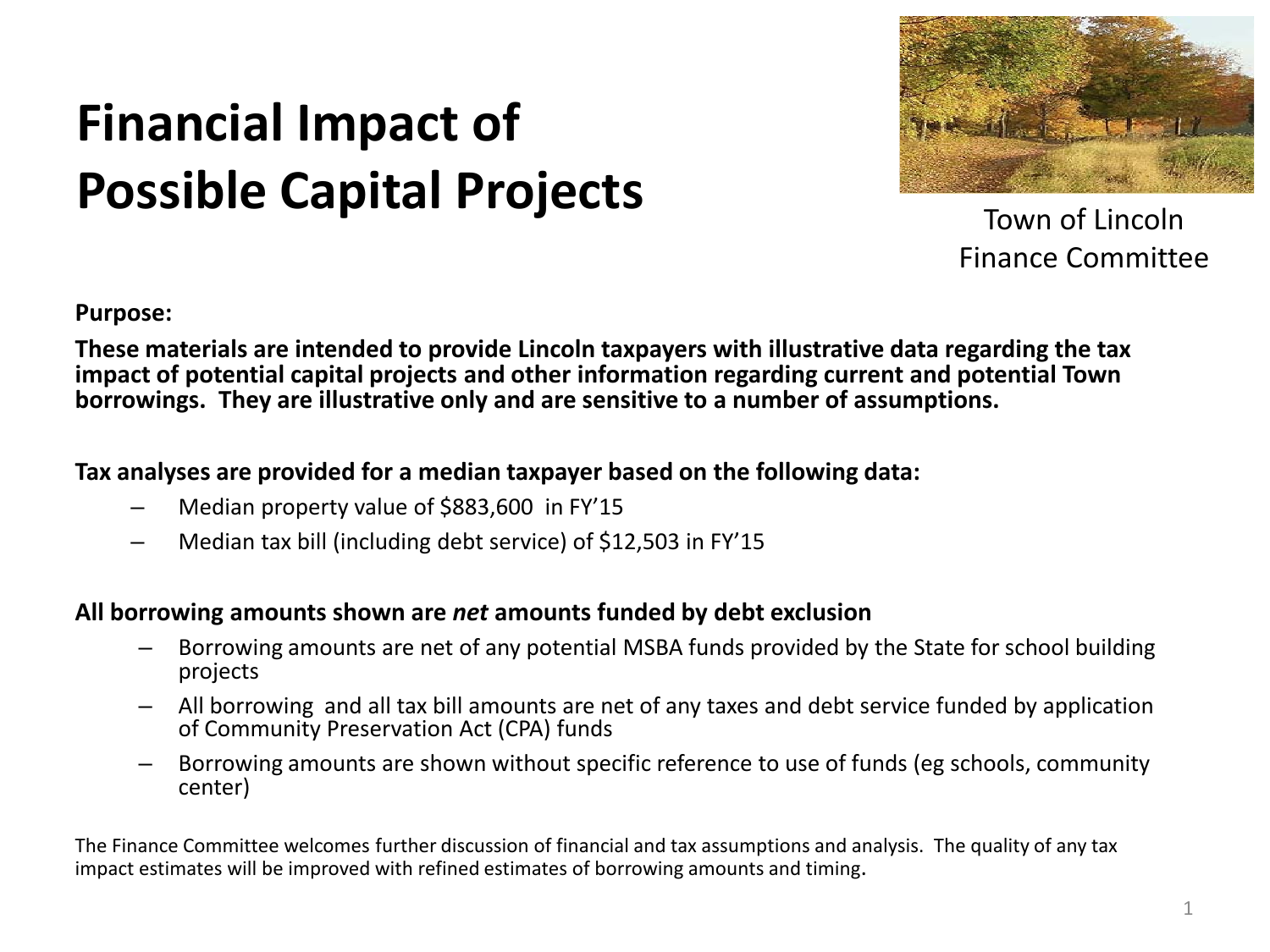# Financial Impact of Possible Capital Projects

Town of Lincoln
Finance Committee

**Purpose:**

**These materials are intended to provide Lincoln taxpayers with illustrative data regarding the tax impact of potential capital projects and other information regarding current and potential Town borrowings. They are illustrative only and are sensitive to a number of assumptions.**

**Tax analyses are provided for a median taxpayer based on the following data:**

- Median property value of $883,600 in FY'15
- Median tax bill (including debt service) of $12,503 in FY'15

**All borrowing amounts shown are *net* amounts funded by debt exclusion**

- Borrowing amounts are net of any potential MSBA funds provided by the State for school building projects
- All borrowing and all tax bill amounts are net of any taxes and debt service funded by application of Community Preservation Act (CPA) funds
- Borrowing amounts are shown without specific reference to use of funds (eg schools, community center)

The Finance Committee welcomes further discussion of financial and tax assumptions and analysis. The quality of any tax impact estimates will be improved with refined estimates of borrowing amounts and timing.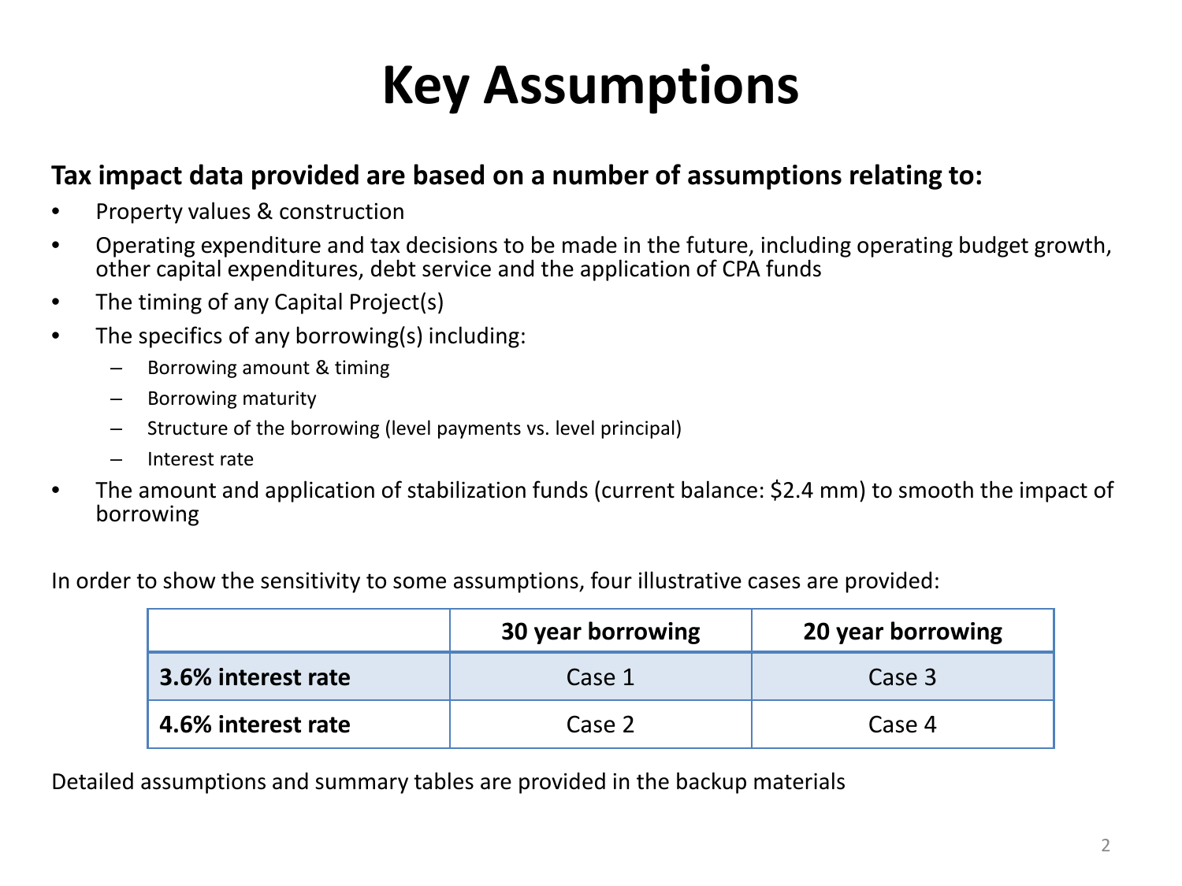# Key Assumptions

**Tax impact data provided are based on a number of assumptions relating to:**

- Property values & construction
- Operating expenditure and tax decisions to be made in the future, including operating budget growth, other capital expenditures, debt service and the application of CPA funds
- The timing of any Capital Project(s)
- The specifics of any borrowing(s) including:
  - Borrowing amount & timing
  - Borrowing maturity
  - Structure of the borrowing (level payments vs. level principal)
  - Interest rate
- The amount and application of stabilization funds (current balance: $2.4 mm) to smooth the impact of borrowing

In order to show the sensitivity to some assumptions, four illustrative cases are provided:

| | 30 year borrowing | 20 year borrowing |
|---|---|---|
| **3.6% interest rate** | Case 1 | Case 3 |
| **4.6% interest rate** | Case 2 | Case 4 |

Detailed assumptions and summary tables are provided in the backup materials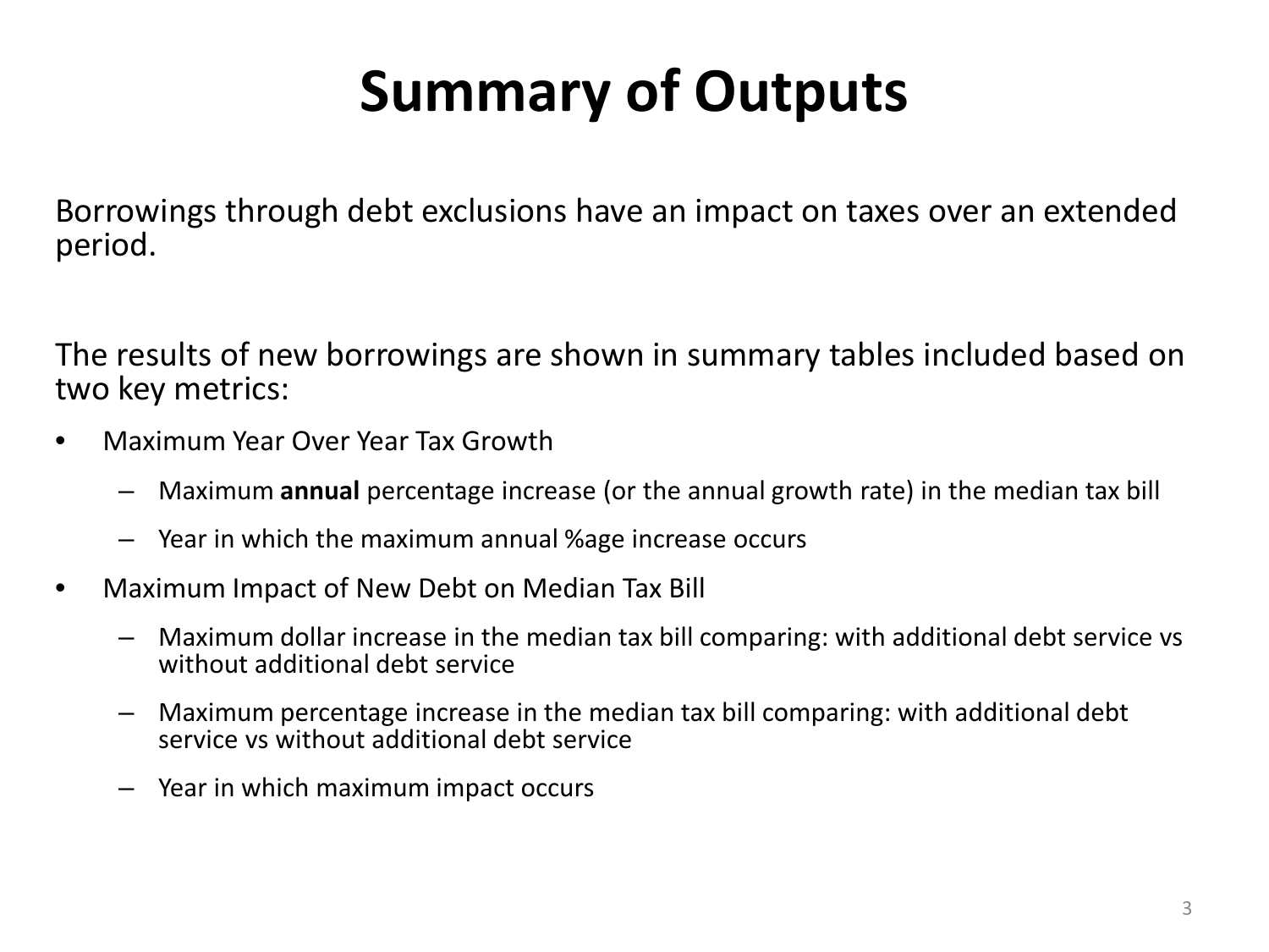# Summary of Outputs

Borrowings through debt exclusions have an impact on taxes over an extended period.

The results of new borrowings are shown in summary tables included based on two key metrics:

- Maximum Year Over Year Tax Growth
  - Maximum **annual** percentage increase (or the annual growth rate) in the median tax bill
  - Year in which the maximum annual %age increase occurs
- Maximum Impact of New Debt on Median Tax Bill
  - Maximum dollar increase in the median tax bill comparing: with additional debt service vs without additional debt service
  - Maximum percentage increase in the median tax bill comparing: with additional debt service vs without additional debt service
  - Year in which maximum impact occurs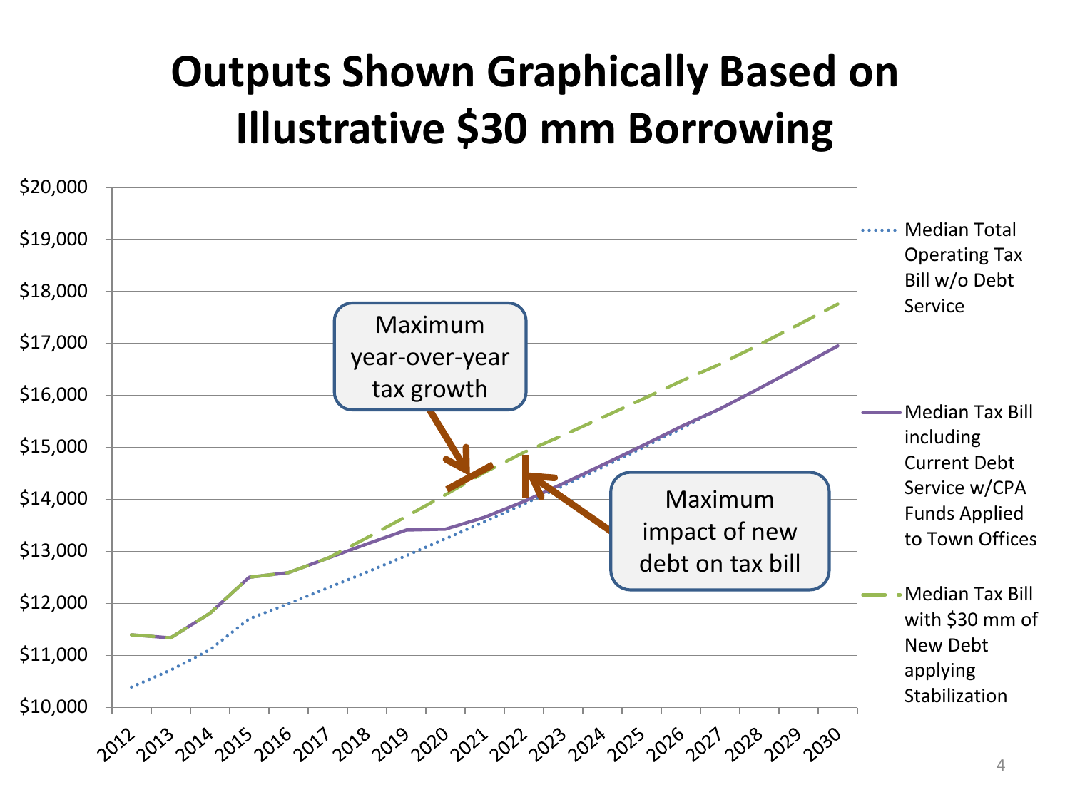# Outputs Shown Graphically Based on Illustrative $30 mm Borrowing

Maximum year-over-year tax growth

Maximum impact of new debt on tax bill

- Median Total Operating Tax Bill w/o Debt Service
- Median Tax Bill including Current Debt Service w/CPA Funds Applied to Town Offices
- Median Tax Bill with $30 mm of New Debt applying Stabilization

$20,000
$19,000
$18,000
$17,000
$16,000
$15,000
$14,000
$13,000
$12,000
$11,000
$10,000

2012 2013 2014 2015 2016 2017 2018 2019 2020 2021 2022 2023 2024 2025 2026 2027 2028 2029 2030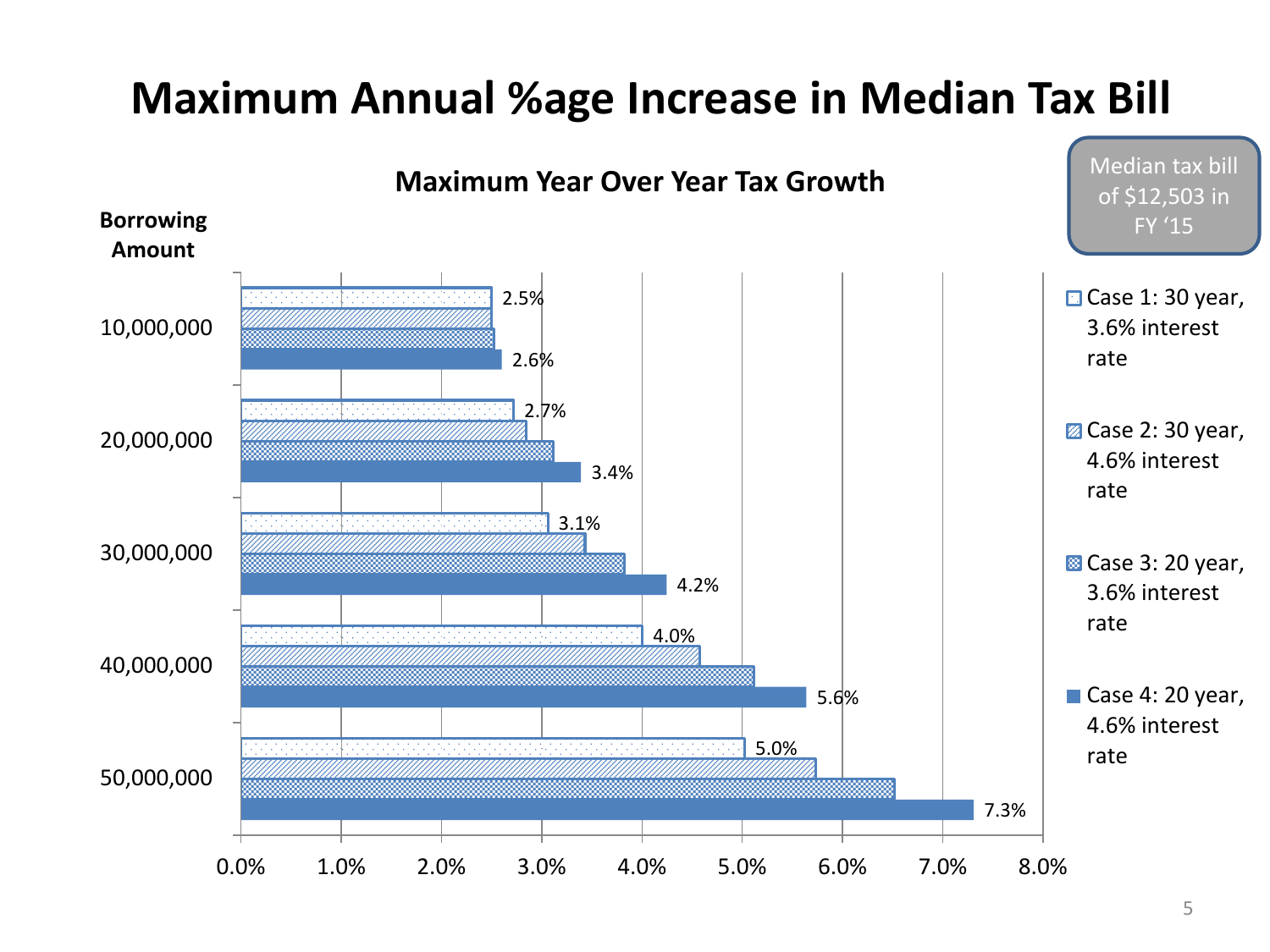# Maximum Annual %age Increase in Median Tax Bill

Median tax bill of $12,503 in FY '15

**Maximum Year Over Year Tax Growth**

| Borrowing Amount | Case 1: 30 year, 3.6% interest rate | Case 2: 30 year, 4.6% interest rate | Case 3: 20 year, 3.6% interest rate | Case 4: 20 year, 4.6% interest rate |
|---|---|---|---|---|
| 10,000,000 | 2.5% | | | 2.6% |
| 20,000,000 | 2.7% | | | 3.4% |
| 30,000,000 | 3.1% | | | 4.2% |
| 40,000,000 | 4.0% | | | 5.6% |
| 50,000,000 | 5.0% | | | 7.3% |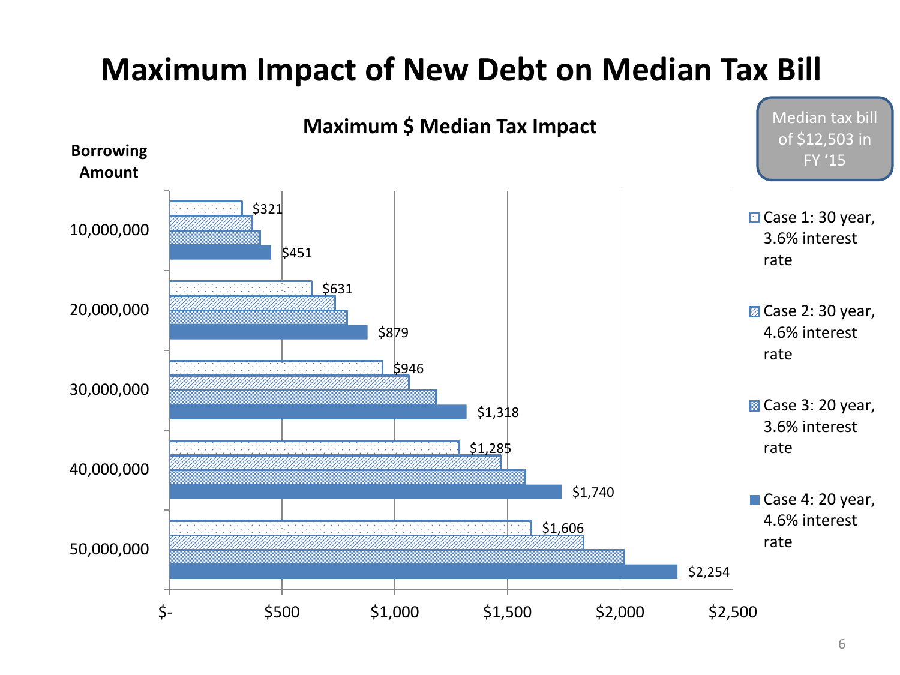# Maximum Impact of New Debt on Median Tax Bill

Median tax bill of $12,503 in FY '15

**Maximum $ Median Tax Impact**

| Borrowing Amount | Case 1: 30 year, 3.6% interest rate | Case 4: 20 year, 4.6% interest rate |
|---|---|---|
| 10,000,000 | $321 | $451 |
| 20,000,000 | $631 | $879 |
| 30,000,000 | $946 | $1,318 |
| 40,000,000 | $1,285 | $1,740 |
| 50,000,000 | $1,606 | $2,254 |

Legend:
- Case 1: 30 year, 3.6% interest rate
- Case 2: 30 year, 4.6% interest rate
- Case 3: 20 year, 3.6% interest rate
- Case 4: 20 year, 4.6% interest rate

Axis: $- | $500 | $1,000 | $1,500 | $2,000 | $2,500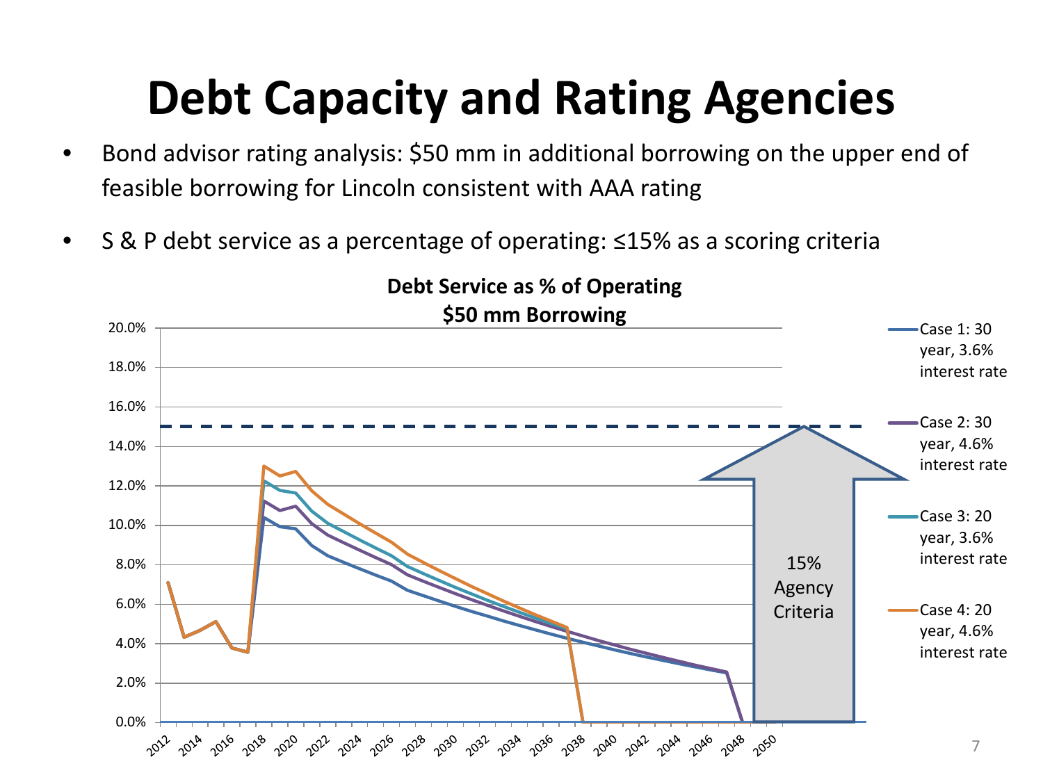# Debt Capacity and Rating Agencies

- Bond advisor rating analysis: $50 mm in additional borrowing on the upper end of feasible borrowing for Lincoln consistent with AAA rating
- S & P debt service as a percentage of operating: ≤15% as a scoring criteria

**Debt Service as % of Operating**
**$50 mm Borrowing**

15% Agency Criteria

- Case 1: 30 year, 3.6% interest rate
- Case 2: 30 year, 4.6% interest rate
- Case 3: 20 year, 3.6% interest rate
- Case 4: 20 year, 4.6% interest rate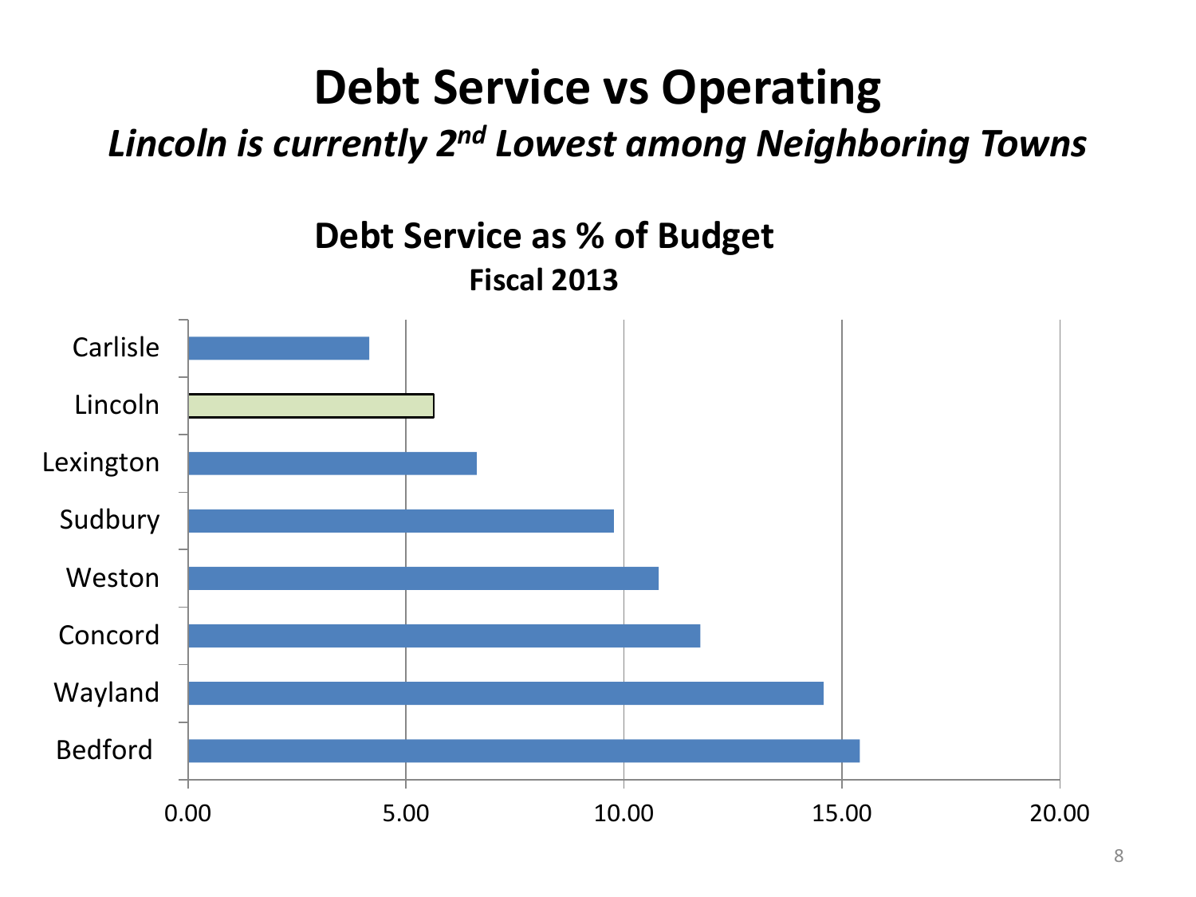# Debt Service vs Operating

*Lincoln is currently 2nd Lowest among Neighboring Towns*

## Debt Service as % of Budget

**Fiscal 2013**

| Town | Debt Service as % of Budget (approx.) |
|---|---|
| Carlisle | 4.15 |
| Lincoln | 5.65 |
| Lexington | 6.6 |
| Sudbury | 9.8 |
| Weston | 10.8 |
| Concord | 11.75 |
| Wayland | 14.6 |
| Bedford | 15.4 |

X-axis: 0.00, 5.00, 10.00, 15.00, 20.00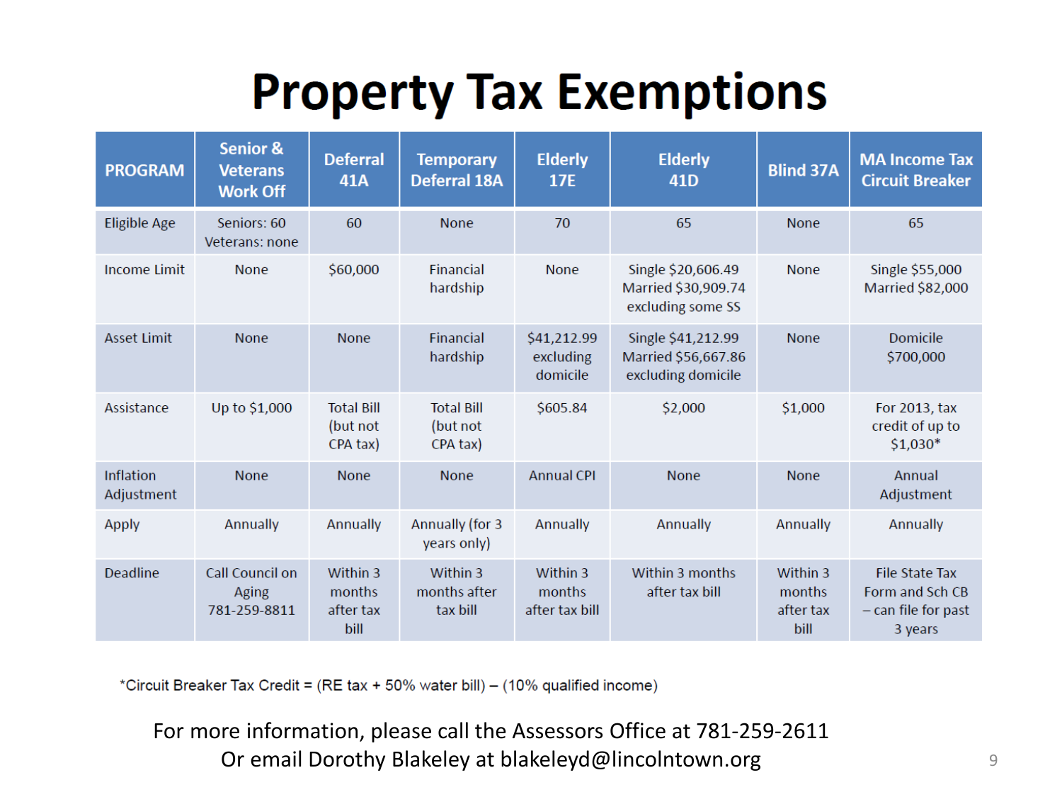# Property Tax Exemptions

| PROGRAM | Senior & Veterans Work Off | Deferral 41A | Temporary Deferral 18A | Elderly 17E | Elderly 41D | Blind 37A | MA Income Tax Circuit Breaker |
|---|---|---|---|---|---|---|---|
| Eligible Age | Seniors: 60 Veterans: none | 60 | None | 70 | 65 | None | 65 |
| Income Limit | None | $60,000 | Financial hardship | None | Single $20,606.49 Married $30,909.74 excluding some SS | None | Single $55,000 Married $82,000 |
| Asset Limit | None | None | Financial hardship | $41,212.99 excluding domicile | Single $41,212.99 Married $56,667.86 excluding domicile | None | Domicile $700,000 |
| Assistance | Up to $1,000 | Total Bill (but not CPA tax) | Total Bill (but not CPA tax) | $605.84 | $2,000 | $1,000 | For 2013, tax credit of up to $1,030* |
| Inflation Adjustment | None | None | None | Annual CPI | None | None | Annual Adjustment |
| Apply | Annually | Annually | Annually (for 3 years only) | Annually | Annually | Annually | Annually |
| Deadline | Call Council on Aging 781-259-8811 | Within 3 months after tax bill | Within 3 months after tax bill | Within 3 months after tax bill | Within 3 months after tax bill | Within 3 months after tax bill | File State Tax Form and Sch CB – can file for past 3 years |

*Circuit Breaker Tax Credit = (RE tax + 50% water bill) – (10% qualified income)

For more information, please call the Assessors Office at 781-259-2611
Or email Dorothy Blakeley at blakeleyd@lincolntown.org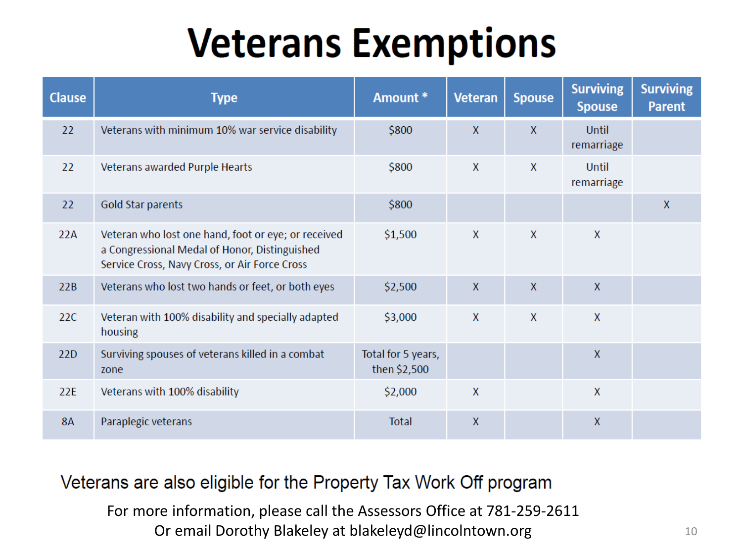# Veterans Exemptions

| Clause | Type | Amount * | Veteran | Spouse | Surviving Spouse | Surviving Parent |
|---|---|---|---|---|---|---|
| 22 | Veterans with minimum 10% war service disability | $800 | X | X | Until remarriage | |
| 22 | Veterans awarded Purple Hearts | $800 | X | X | Until remarriage | |
| 22 | Gold Star parents | $800 | | | | X |
| 22A | Veteran who lost one hand, foot or eye; or received a Congressional Medal of Honor, Distinguished Service Cross, Navy Cross, or Air Force Cross | $1,500 | X | X | X | |
| 22B | Veterans who lost two hands or feet, or both eyes | $2,500 | X | X | X | |
| 22C | Veteran with 100% disability and specially adapted housing | $3,000 | X | X | X | |
| 22D | Surviving spouses of veterans killed in a combat zone | Total for 5 years, then $2,500 | | | X | |
| 22E | Veterans with 100% disability | $2,000 | X | | X | |
| 8A | Paraplegic veterans | Total | X | | X | |

Veterans are also eligible for the Property Tax Work Off program

For more information, please call the Assessors Office at 781-259-2611
Or email Dorothy Blakeley at blakeleyd@lincolntown.org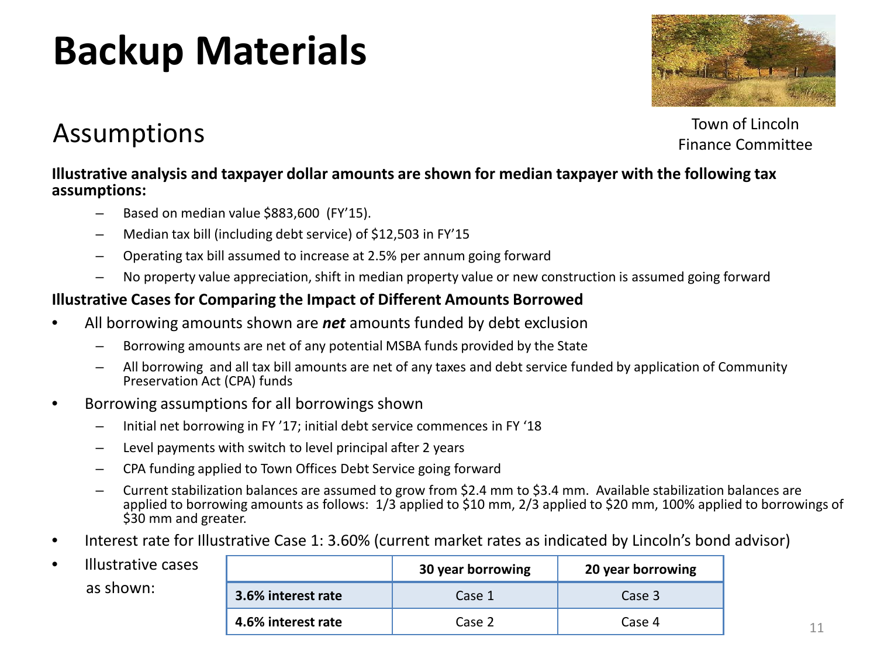# Backup Materials

Town of Lincoln
Finance Committee

## Assumptions

**Illustrative analysis and taxpayer dollar amounts are shown for median taxpayer with the following tax assumptions:**

- Based on median value $883,600 (FY'15).
- Median tax bill (including debt service) of $12,503 in FY'15
- Operating tax bill assumed to increase at 2.5% per annum going forward
- No property value appreciation, shift in median property value or new construction is assumed going forward

**Illustrative Cases for Comparing the Impact of Different Amounts Borrowed**

- All borrowing amounts shown are ***net*** amounts funded by debt exclusion
  - Borrowing amounts are net of any potential MSBA funds provided by the State
  - All borrowing and all tax bill amounts are net of any taxes and debt service funded by application of Community Preservation Act (CPA) funds
- Borrowing assumptions for all borrowings shown
  - Initial net borrowing in FY '17; initial debt service commences in FY '18
  - Level payments with switch to level principal after 2 years
  - CPA funding applied to Town Offices Debt Service going forward
  - Current stabilization balances are assumed to grow from $2.4 mm to $3.4 mm. Available stabilization balances are applied to borrowing amounts as follows: 1/3 applied to $10 mm, 2/3 applied to $20 mm, 100% applied to borrowings of $30 mm and greater.
- Interest rate for Illustrative Case 1: 3.60% (current market rates as indicated by Lincoln's bond advisor)
- Illustrative cases as shown:

| | 30 year borrowing | 20 year borrowing |
|---|---|---|
| **3.6% interest rate** | Case 1 | Case 3 |
| **4.6% interest rate** | Case 2 | Case 4 |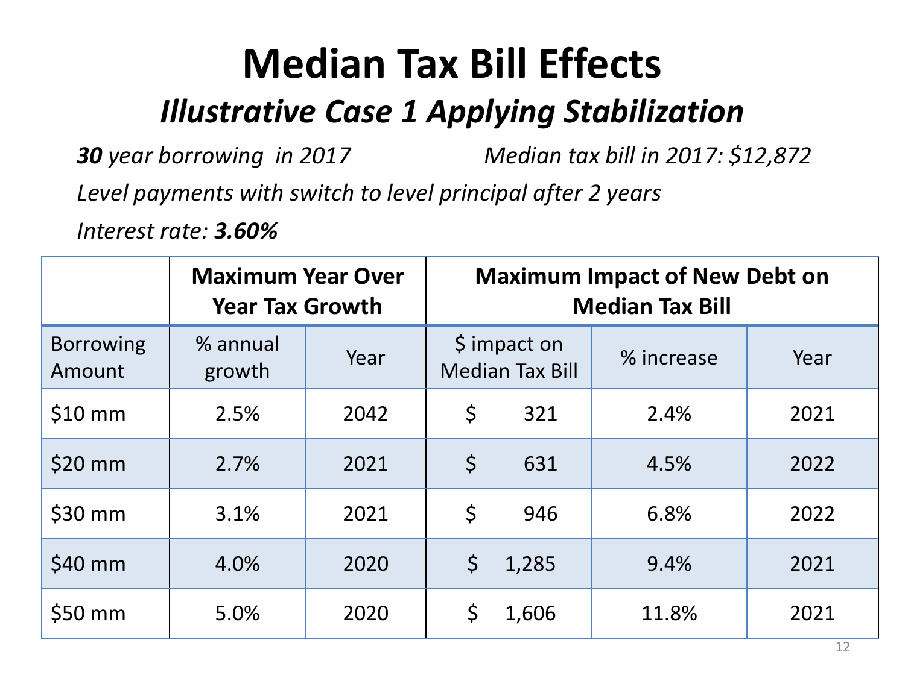# Median Tax Bill Effects

## *Illustrative Case 1 Applying Stabilization*

***30** year borrowing in 2017* *Median tax bill in 2017: $12,872*

*Level payments with switch to level principal after 2 years*

*Interest rate: **3.60%***

| | **Maximum Year Over Year Tax Growth** | | **Maximum Impact of New Debt on Median Tax Bill** | | |
|---|---|---|---|---|---|
| Borrowing Amount | % annual growth | Year | $ impact on Median Tax Bill | % increase | Year |
| $10 mm | 2.5% | 2042 | $ 321 | 2.4% | 2021 |
| $20 mm | 2.7% | 2021 | $ 631 | 4.5% | 2022 |
| $30 mm | 3.1% | 2021 | $ 946 | 6.8% | 2022 |
| $40 mm | 4.0% | 2020 | $ 1,285 | 9.4% | 2021 |
| $50 mm | 5.0% | 2020 | $ 1,606 | 11.8% | 2021 |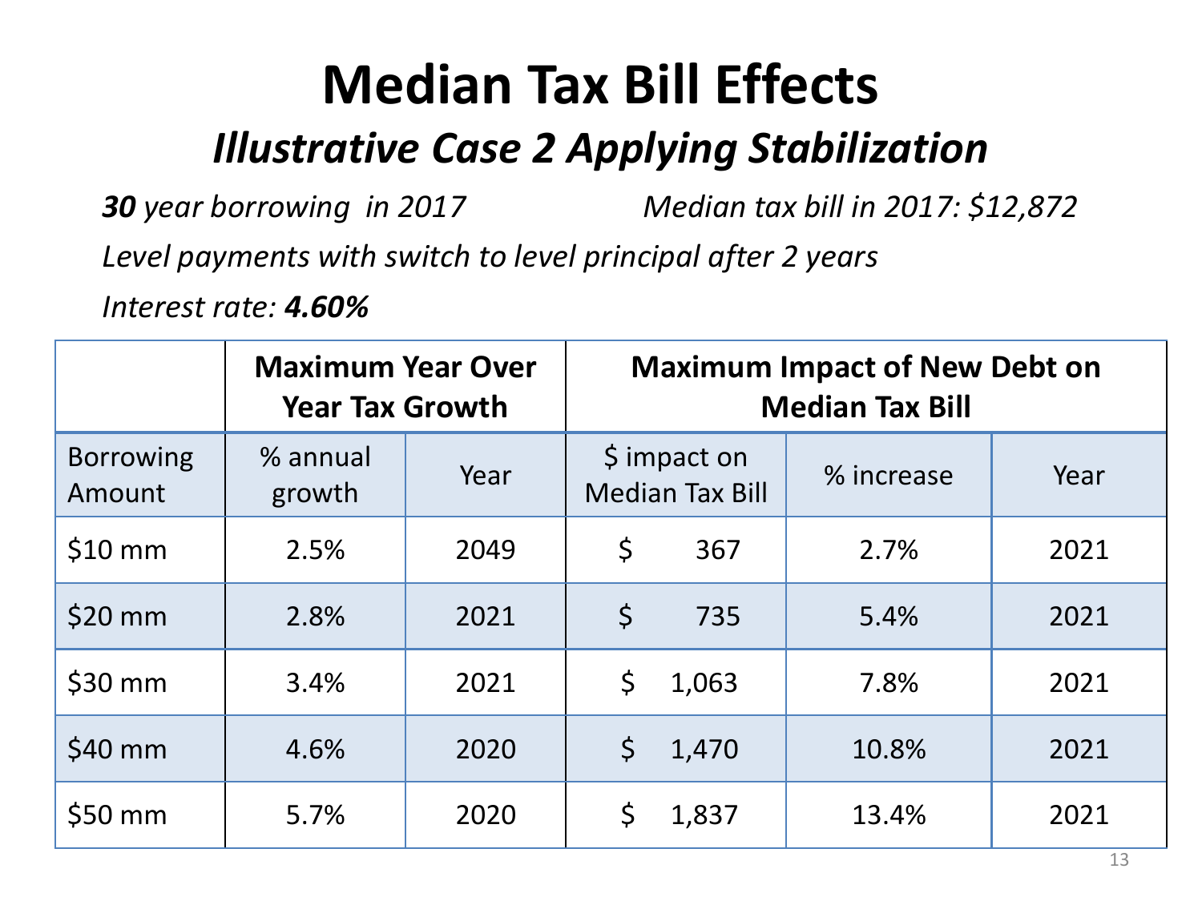# Median Tax Bill Effects

## *Illustrative Case 2 Applying Stabilization*

***30** year borrowing in 2017* *Median tax bill in 2017: $12,872*

*Level payments with switch to level principal after 2 years*

*Interest rate: **4.60%***

| | **Maximum Year Over Year Tax Growth** | | **Maximum Impact of New Debt on Median Tax Bill** | | |
|---|---|---|---|---|---|
| Borrowing Amount | % annual growth | Year | $ impact on Median Tax Bill | % increase | Year |
| $10 mm | 2.5% | 2049 | $ 367 | 2.7% | 2021 |
| $20 mm | 2.8% | 2021 | $ 735 | 5.4% | 2021 |
| $30 mm | 3.4% | 2021 | $ 1,063 | 7.8% | 2021 |
| $40 mm | 4.6% | 2020 | $ 1,470 | 10.8% | 2021 |
| $50 mm | 5.7% | 2020 | $ 1,837 | 13.4% | 2021 |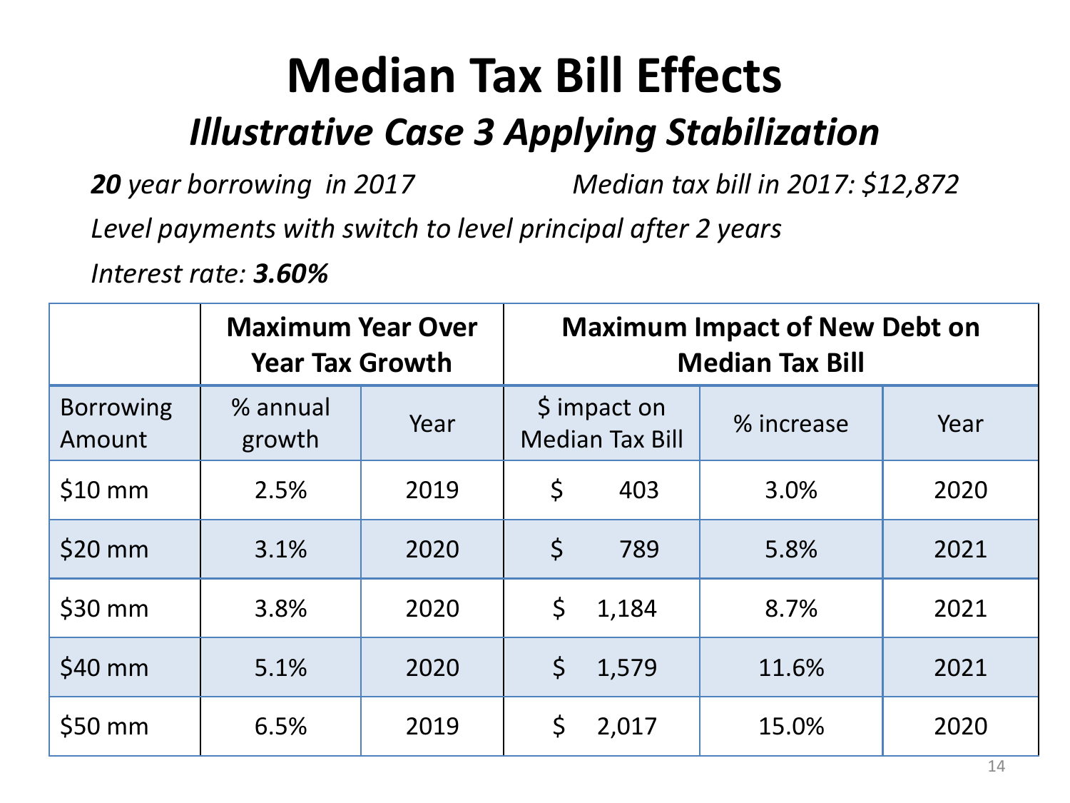# Median Tax Bill Effects

## *Illustrative Case 3 Applying Stabilization*

***20** year borrowing in 2017* *Median tax bill in 2017: $12,872*

*Level payments with switch to level principal after 2 years*

*Interest rate: **3.60%***

| | Maximum Year Over Year Tax Growth | | Maximum Impact of New Debt on Median Tax Bill | | |
|---|---|---|---|---|---|
| Borrowing Amount | % annual growth | Year | $ impact on Median Tax Bill | % increase | Year |
| $10 mm | 2.5% | 2019 | $ 403 | 3.0% | 2020 |
| $20 mm | 3.1% | 2020 | $ 789 | 5.8% | 2021 |
| $30 mm | 3.8% | 2020 | $ 1,184 | 8.7% | 2021 |
| $40 mm | 5.1% | 2020 | $ 1,579 | 11.6% | 2021 |
| $50 mm | 6.5% | 2019 | $ 2,017 | 15.0% | 2020 |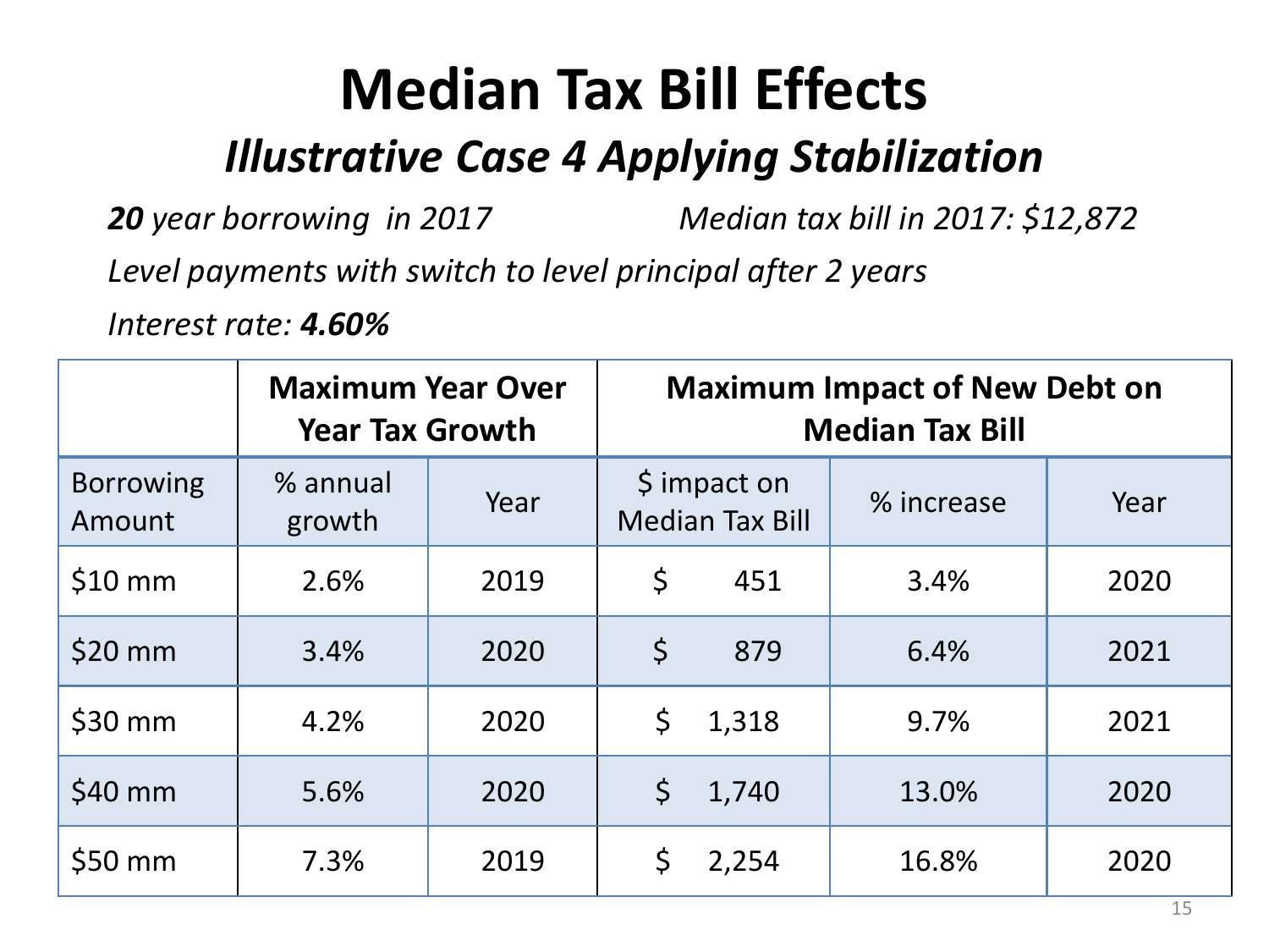# Median Tax Bill Effects

## *Illustrative Case 4 Applying Stabilization*

***20** year borrowing in 2017* *Median tax bill in 2017: $12,872*

*Level payments with switch to level principal after 2 years*

*Interest rate: **4.60%***

| | **Maximum Year Over Year Tax Growth** | | **Maximum Impact of New Debt on Median Tax Bill** | | |
|---|---|---|---|---|---|
| Borrowing Amount | % annual growth | Year | $ impact on Median Tax Bill | % increase | Year |
| $10 mm | 2.6% | 2019 | $ 451 | 3.4% | 2020 |
| $20 mm | 3.4% | 2020 | $ 879 | 6.4% | 2021 |
| $30 mm | 4.2% | 2020 | $ 1,318 | 9.7% | 2021 |
| $40 mm | 5.6% | 2020 | $ 1,740 | 13.0% | 2020 |
| $50 mm | 7.3% | 2019 | $ 2,254 | 16.8% | 2020 |